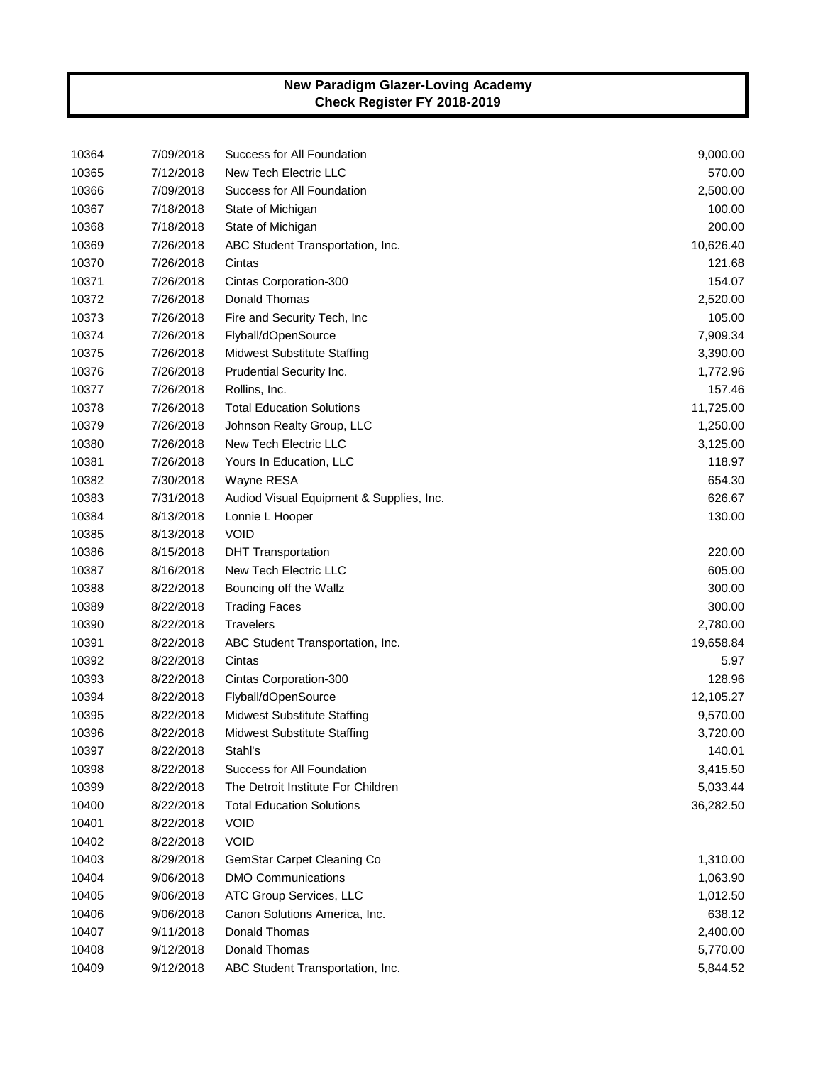# New Paradigm Glazer-Loving Academy
## Check Register FY 2018-2019

| | | | |
|---|---|---|---|
| 10364 | 7/09/2018 | Success for All Foundation | 9,000.00 |
| 10365 | 7/12/2018 | New Tech Electric LLC | 570.00 |
| 10366 | 7/09/2018 | Success for All Foundation | 2,500.00 |
| 10367 | 7/18/2018 | State of Michigan | 100.00 |
| 10368 | 7/18/2018 | State of Michigan | 200.00 |
| 10369 | 7/26/2018 | ABC Student Transportation, Inc. | 10,626.40 |
| 10370 | 7/26/2018 | Cintas | 121.68 |
| 10371 | 7/26/2018 | Cintas Corporation-300 | 154.07 |
| 10372 | 7/26/2018 | Donald Thomas | 2,520.00 |
| 10373 | 7/26/2018 | Fire and Security Tech, Inc | 105.00 |
| 10374 | 7/26/2018 | Flyball/dOpenSource | 7,909.34 |
| 10375 | 7/26/2018 | Midwest Substitute Staffing | 3,390.00 |
| 10376 | 7/26/2018 | Prudential Security Inc. | 1,772.96 |
| 10377 | 7/26/2018 | Rollins, Inc. | 157.46 |
| 10378 | 7/26/2018 | Total Education Solutions | 11,725.00 |
| 10379 | 7/26/2018 | Johnson Realty Group, LLC | 1,250.00 |
| 10380 | 7/26/2018 | New Tech Electric LLC | 3,125.00 |
| 10381 | 7/26/2018 | Yours In Education, LLC | 118.97 |
| 10382 | 7/30/2018 | Wayne RESA | 654.30 |
| 10383 | 7/31/2018 | Audiod Visual Equipment & Supplies, Inc. | 626.67 |
| 10384 | 8/13/2018 | Lonnie L Hooper | 130.00 |
| 10385 | 8/13/2018 | VOID | |
| 10386 | 8/15/2018 | DHT Transportation | 220.00 |
| 10387 | 8/16/2018 | New Tech Electric LLC | 605.00 |
| 10388 | 8/22/2018 | Bouncing off the Wallz | 300.00 |
| 10389 | 8/22/2018 | Trading Faces | 300.00 |
| 10390 | 8/22/2018 | Travelers | 2,780.00 |
| 10391 | 8/22/2018 | ABC Student Transportation, Inc. | 19,658.84 |
| 10392 | 8/22/2018 | Cintas | 5.97 |
| 10393 | 8/22/2018 | Cintas Corporation-300 | 128.96 |
| 10394 | 8/22/2018 | Flyball/dOpenSource | 12,105.27 |
| 10395 | 8/22/2018 | Midwest Substitute Staffing | 9,570.00 |
| 10396 | 8/22/2018 | Midwest Substitute Staffing | 3,720.00 |
| 10397 | 8/22/2018 | Stahl's | 140.01 |
| 10398 | 8/22/2018 | Success for All Foundation | 3,415.50 |
| 10399 | 8/22/2018 | The Detroit Institute For Children | 5,033.44 |
| 10400 | 8/22/2018 | Total Education Solutions | 36,282.50 |
| 10401 | 8/22/2018 | VOID | |
| 10402 | 8/22/2018 | VOID | |
| 10403 | 8/29/2018 | GemStar Carpet Cleaning Co | 1,310.00 |
| 10404 | 9/06/2018 | DMO Communications | 1,063.90 |
| 10405 | 9/06/2018 | ATC Group Services, LLC | 1,012.50 |
| 10406 | 9/06/2018 | Canon Solutions America, Inc. | 638.12 |
| 10407 | 9/11/2018 | Donald Thomas | 2,400.00 |
| 10408 | 9/12/2018 | Donald Thomas | 5,770.00 |
| 10409 | 9/12/2018 | ABC Student Transportation, Inc. | 5,844.52 |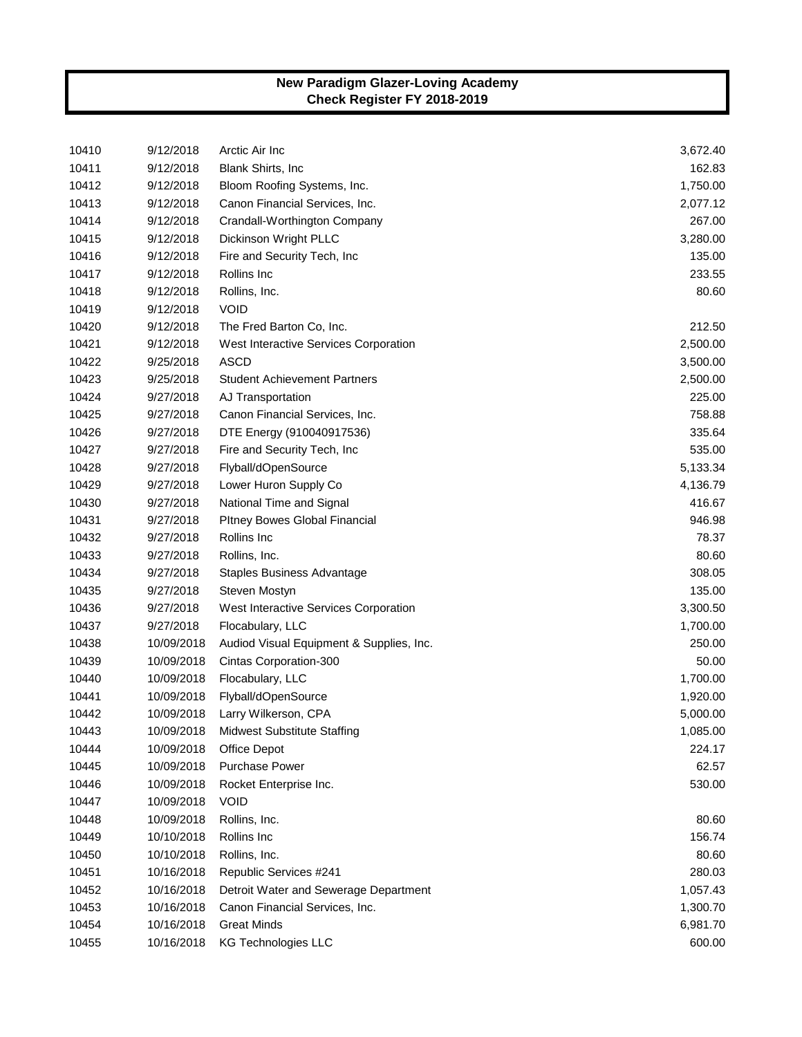**New Paradigm Glazer-Loving Academy**
**Check Register FY 2018-2019**

| Check | Date | Payee | Amount |
|---|---|---|---|
| 10410 | 9/12/2018 | Arctic Air Inc | 3,672.40 |
| 10411 | 9/12/2018 | Blank Shirts, Inc | 162.83 |
| 10412 | 9/12/2018 | Bloom Roofing Systems, Inc. | 1,750.00 |
| 10413 | 9/12/2018 | Canon Financial Services, Inc. | 2,077.12 |
| 10414 | 9/12/2018 | Crandall-Worthington Company | 267.00 |
| 10415 | 9/12/2018 | Dickinson Wright PLLC | 3,280.00 |
| 10416 | 9/12/2018 | Fire and Security Tech, Inc | 135.00 |
| 10417 | 9/12/2018 | Rollins Inc | 233.55 |
| 10418 | 9/12/2018 | Rollins, Inc. | 80.60 |
| 10419 | 9/12/2018 | VOID | |
| 10420 | 9/12/2018 | The Fred Barton Co, Inc. | 212.50 |
| 10421 | 9/12/2018 | West Interactive Services Corporation | 2,500.00 |
| 10422 | 9/25/2018 | ASCD | 3,500.00 |
| 10423 | 9/25/2018 | Student Achievement Partners | 2,500.00 |
| 10424 | 9/27/2018 | AJ Transportation | 225.00 |
| 10425 | 9/27/2018 | Canon Financial Services, Inc. | 758.88 |
| 10426 | 9/27/2018 | DTE Energy (910040917536) | 335.64 |
| 10427 | 9/27/2018 | Fire and Security Tech, Inc | 535.00 |
| 10428 | 9/27/2018 | Flyball/dOpenSource | 5,133.34 |
| 10429 | 9/27/2018 | Lower Huron Supply Co | 4,136.79 |
| 10430 | 9/27/2018 | National Time and Signal | 416.67 |
| 10431 | 9/27/2018 | PItney Bowes Global Financial | 946.98 |
| 10432 | 9/27/2018 | Rollins Inc | 78.37 |
| 10433 | 9/27/2018 | Rollins, Inc. | 80.60 |
| 10434 | 9/27/2018 | Staples Business Advantage | 308.05 |
| 10435 | 9/27/2018 | Steven Mostyn | 135.00 |
| 10436 | 9/27/2018 | West Interactive Services Corporation | 3,300.50 |
| 10437 | 9/27/2018 | Flocabulary, LLC | 1,700.00 |
| 10438 | 10/09/2018 | Audiod Visual Equipment & Supplies, Inc. | 250.00 |
| 10439 | 10/09/2018 | Cintas Corporation-300 | 50.00 |
| 10440 | 10/09/2018 | Flocabulary, LLC | 1,700.00 |
| 10441 | 10/09/2018 | Flyball/dOpenSource | 1,920.00 |
| 10442 | 10/09/2018 | Larry Wilkerson, CPA | 5,000.00 |
| 10443 | 10/09/2018 | Midwest Substitute Staffing | 1,085.00 |
| 10444 | 10/09/2018 | Office Depot | 224.17 |
| 10445 | 10/09/2018 | Purchase Power | 62.57 |
| 10446 | 10/09/2018 | Rocket Enterprise Inc. | 530.00 |
| 10447 | 10/09/2018 | VOID | |
| 10448 | 10/09/2018 | Rollins, Inc. | 80.60 |
| 10449 | 10/10/2018 | Rollins Inc | 156.74 |
| 10450 | 10/10/2018 | Rollins, Inc. | 80.60 |
| 10451 | 10/16/2018 | Republic Services #241 | 280.03 |
| 10452 | 10/16/2018 | Detroit Water and Sewerage Department | 1,057.43 |
| 10453 | 10/16/2018 | Canon Financial Services, Inc. | 1,300.70 |
| 10454 | 10/16/2018 | Great Minds | 6,981.70 |
| 10455 | 10/16/2018 | KG Technologies LLC | 600.00 |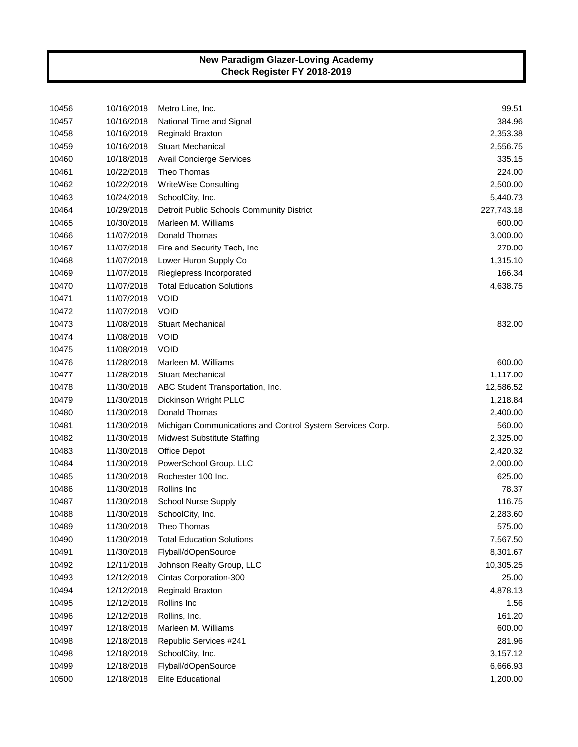**New Paradigm Glazer-Loving Academy**
**Check Register FY 2018-2019**

| | | | |
|---|---|---|---|
| 10456 | 10/16/2018 | Metro Line, Inc. | 99.51 |
| 10457 | 10/16/2018 | National Time and Signal | 384.96 |
| 10458 | 10/16/2018 | Reginald Braxton | 2,353.38 |
| 10459 | 10/16/2018 | Stuart Mechanical | 2,556.75 |
| 10460 | 10/18/2018 | Avail Concierge Services | 335.15 |
| 10461 | 10/22/2018 | Theo Thomas | 224.00 |
| 10462 | 10/22/2018 | WriteWise Consulting | 2,500.00 |
| 10463 | 10/24/2018 | SchoolCity, Inc. | 5,440.73 |
| 10464 | 10/29/2018 | Detroit Public Schools Community District | 227,743.18 |
| 10465 | 10/30/2018 | Marleen M. Williams | 600.00 |
| 10466 | 11/07/2018 | Donald Thomas | 3,000.00 |
| 10467 | 11/07/2018 | Fire and Security Tech, Inc | 270.00 |
| 10468 | 11/07/2018 | Lower Huron Supply Co | 1,315.10 |
| 10469 | 11/07/2018 | Rieglepress Incorporated | 166.34 |
| 10470 | 11/07/2018 | Total Education Solutions | 4,638.75 |
| 10471 | 11/07/2018 | VOID | |
| 10472 | 11/07/2018 | VOID | |
| 10473 | 11/08/2018 | Stuart Mechanical | 832.00 |
| 10474 | 11/08/2018 | VOID | |
| 10475 | 11/08/2018 | VOID | |
| 10476 | 11/28/2018 | Marleen M. Williams | 600.00 |
| 10477 | 11/28/2018 | Stuart Mechanical | 1,117.00 |
| 10478 | 11/30/2018 | ABC Student Transportation, Inc. | 12,586.52 |
| 10479 | 11/30/2018 | Dickinson Wright PLLC | 1,218.84 |
| 10480 | 11/30/2018 | Donald Thomas | 2,400.00 |
| 10481 | 11/30/2018 | Michigan Communications and Control System Services Corp. | 560.00 |
| 10482 | 11/30/2018 | Midwest Substitute Staffing | 2,325.00 |
| 10483 | 11/30/2018 | Office Depot | 2,420.32 |
| 10484 | 11/30/2018 | PowerSchool Group. LLC | 2,000.00 |
| 10485 | 11/30/2018 | Rochester 100 Inc. | 625.00 |
| 10486 | 11/30/2018 | Rollins Inc | 78.37 |
| 10487 | 11/30/2018 | School Nurse Supply | 116.75 |
| 10488 | 11/30/2018 | SchoolCity, Inc. | 2,283.60 |
| 10489 | 11/30/2018 | Theo Thomas | 575.00 |
| 10490 | 11/30/2018 | Total Education Solutions | 7,567.50 |
| 10491 | 11/30/2018 | Flyball/dOpenSource | 8,301.67 |
| 10492 | 12/11/2018 | Johnson Realty Group, LLC | 10,305.25 |
| 10493 | 12/12/2018 | Cintas Corporation-300 | 25.00 |
| 10494 | 12/12/2018 | Reginald Braxton | 4,878.13 |
| 10495 | 12/12/2018 | Rollins Inc | 1.56 |
| 10496 | 12/12/2018 | Rollins, Inc. | 161.20 |
| 10497 | 12/18/2018 | Marleen M. Williams | 600.00 |
| 10498 | 12/18/2018 | Republic Services #241 | 281.96 |
| 10498 | 12/18/2018 | SchoolCity, Inc. | 3,157.12 |
| 10499 | 12/18/2018 | Flyball/dOpenSource | 6,666.93 |
| 10500 | 12/18/2018 | Elite Educational | 1,200.00 |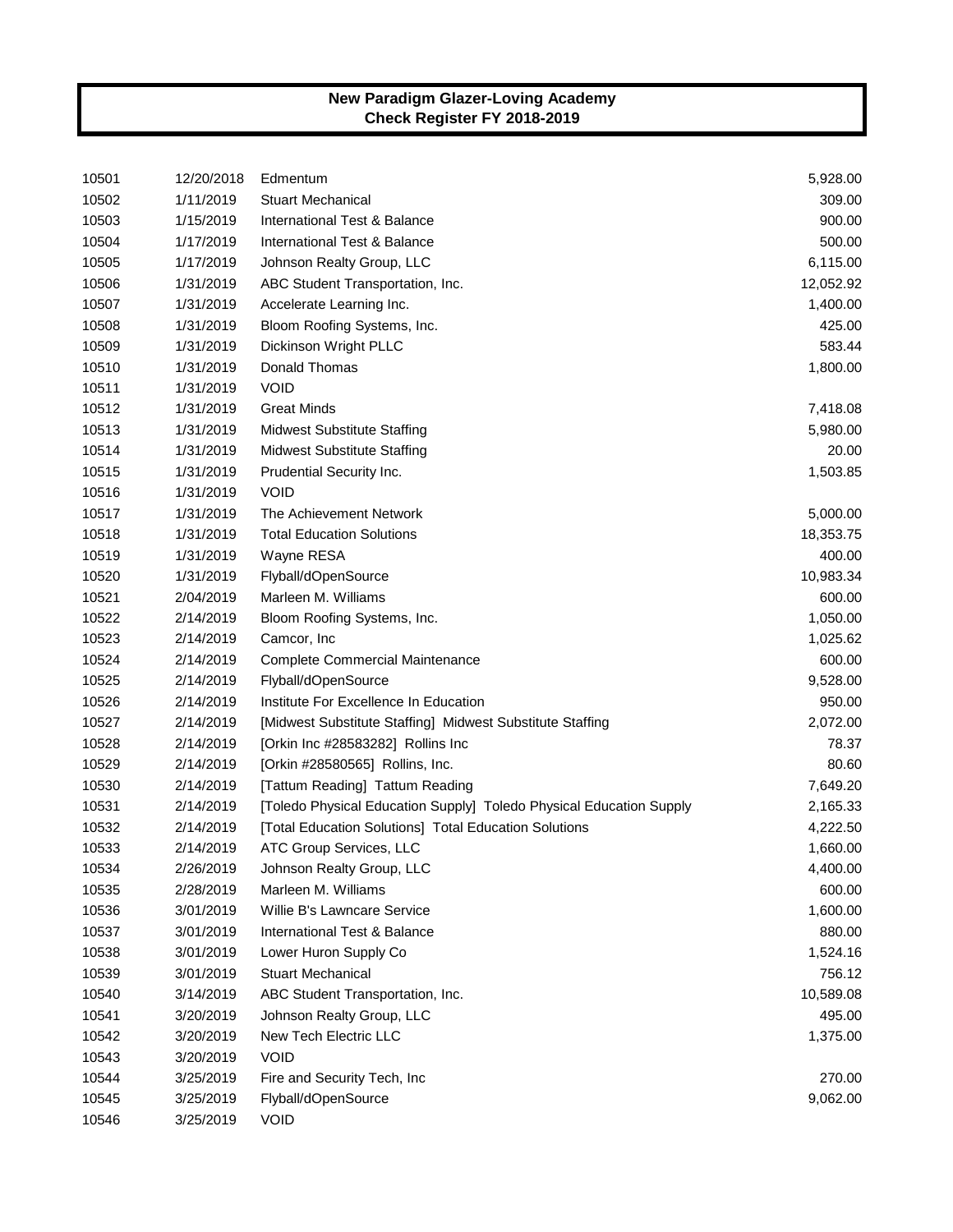**New Paradigm Glazer-Loving Academy**
**Check Register FY 2018-2019**

| | | | |
|---|---|---|---|
| 10501 | 12/20/2018 | Edmentum | 5,928.00 |
| 10502 | 1/11/2019 | Stuart Mechanical | 309.00 |
| 10503 | 1/15/2019 | International Test & Balance | 900.00 |
| 10504 | 1/17/2019 | International Test & Balance | 500.00 |
| 10505 | 1/17/2019 | Johnson Realty Group, LLC | 6,115.00 |
| 10506 | 1/31/2019 | ABC Student Transportation, Inc. | 12,052.92 |
| 10507 | 1/31/2019 | Accelerate Learning Inc. | 1,400.00 |
| 10508 | 1/31/2019 | Bloom Roofing Systems, Inc. | 425.00 |
| 10509 | 1/31/2019 | Dickinson Wright PLLC | 583.44 |
| 10510 | 1/31/2019 | Donald Thomas | 1,800.00 |
| 10511 | 1/31/2019 | VOID | |
| 10512 | 1/31/2019 | Great Minds | 7,418.08 |
| 10513 | 1/31/2019 | Midwest Substitute Staffing | 5,980.00 |
| 10514 | 1/31/2019 | Midwest Substitute Staffing | 20.00 |
| 10515 | 1/31/2019 | Prudential Security Inc. | 1,503.85 |
| 10516 | 1/31/2019 | VOID | |
| 10517 | 1/31/2019 | The Achievement Network | 5,000.00 |
| 10518 | 1/31/2019 | Total Education Solutions | 18,353.75 |
| 10519 | 1/31/2019 | Wayne RESA | 400.00 |
| 10520 | 1/31/2019 | Flyball/dOpenSource | 10,983.34 |
| 10521 | 2/04/2019 | Marleen M. Williams | 600.00 |
| 10522 | 2/14/2019 | Bloom Roofing Systems, Inc. | 1,050.00 |
| 10523 | 2/14/2019 | Camcor, Inc | 1,025.62 |
| 10524 | 2/14/2019 | Complete Commercial Maintenance | 600.00 |
| 10525 | 2/14/2019 | Flyball/dOpenSource | 9,528.00 |
| 10526 | 2/14/2019 | Institute For Excellence In Education | 950.00 |
| 10527 | 2/14/2019 | [Midwest Substitute Staffing] Midwest Substitute Staffing | 2,072.00 |
| 10528 | 2/14/2019 | [Orkin Inc #28583282] Rollins Inc | 78.37 |
| 10529 | 2/14/2019 | [Orkin #28580565] Rollins, Inc. | 80.60 |
| 10530 | 2/14/2019 | [Tattum Reading] Tattum Reading | 7,649.20 |
| 10531 | 2/14/2019 | [Toledo Physical Education Supply] Toledo Physical Education Supply | 2,165.33 |
| 10532 | 2/14/2019 | [Total Education Solutions] Total Education Solutions | 4,222.50 |
| 10533 | 2/14/2019 | ATC Group Services, LLC | 1,660.00 |
| 10534 | 2/26/2019 | Johnson Realty Group, LLC | 4,400.00 |
| 10535 | 2/28/2019 | Marleen M. Williams | 600.00 |
| 10536 | 3/01/2019 | Willie B's Lawncare Service | 1,600.00 |
| 10537 | 3/01/2019 | International Test & Balance | 880.00 |
| 10538 | 3/01/2019 | Lower Huron Supply Co | 1,524.16 |
| 10539 | 3/01/2019 | Stuart Mechanical | 756.12 |
| 10540 | 3/14/2019 | ABC Student Transportation, Inc. | 10,589.08 |
| 10541 | 3/20/2019 | Johnson Realty Group, LLC | 495.00 |
| 10542 | 3/20/2019 | New Tech Electric LLC | 1,375.00 |
| 10543 | 3/20/2019 | VOID | |
| 10544 | 3/25/2019 | Fire and Security Tech, Inc | 270.00 |
| 10545 | 3/25/2019 | Flyball/dOpenSource | 9,062.00 |
| 10546 | 3/25/2019 | VOID | |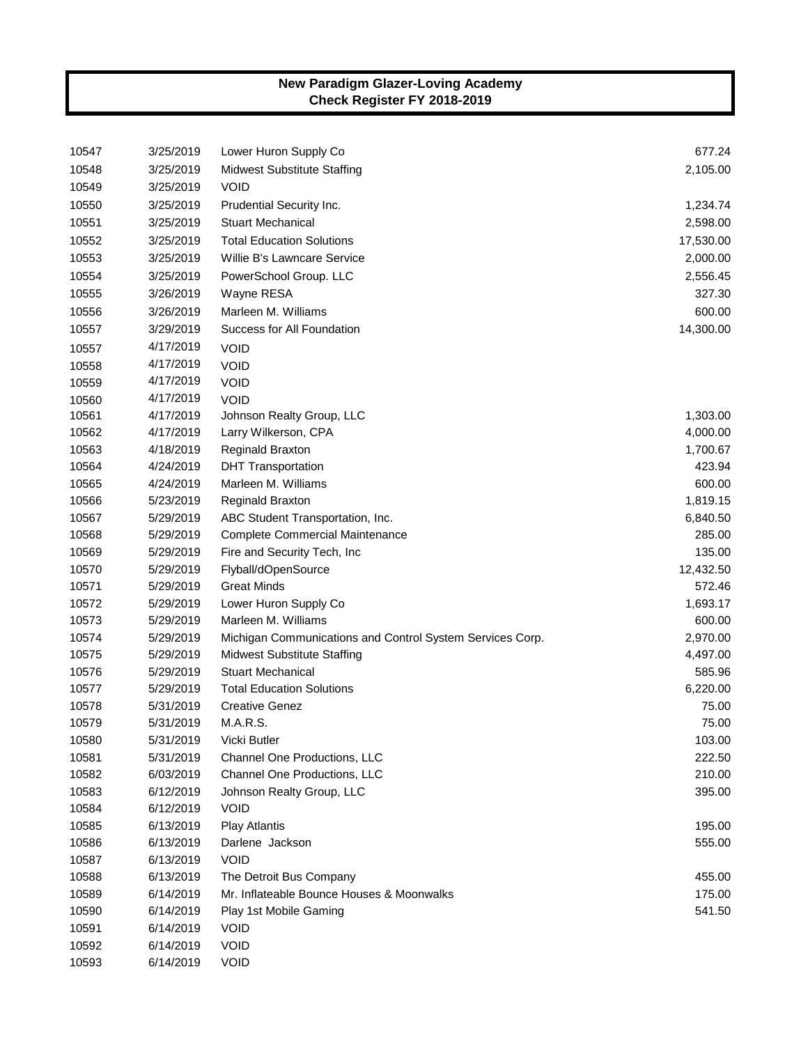# New Paradigm Glazer-Loving Academy
## Check Register FY 2018-2019

| | | | |
|---|---|---|---|
| 10547 | 3/25/2019 | Lower Huron Supply Co | 677.24 |
| 10548 | 3/25/2019 | Midwest Substitute Staffing | 2,105.00 |
| 10549 | 3/25/2019 | VOID | |
| 10550 | 3/25/2019 | Prudential Security Inc. | 1,234.74 |
| 10551 | 3/25/2019 | Stuart Mechanical | 2,598.00 |
| 10552 | 3/25/2019 | Total Education Solutions | 17,530.00 |
| 10553 | 3/25/2019 | Willie B's Lawncare Service | 2,000.00 |
| 10554 | 3/25/2019 | PowerSchool Group. LLC | 2,556.45 |
| 10555 | 3/26/2019 | Wayne RESA | 327.30 |
| 10556 | 3/26/2019 | Marleen M. Williams | 600.00 |
| 10557 | 3/29/2019 | Success for All Foundation | 14,300.00 |
| 10557 | 4/17/2019 | VOID | |
| 10558 | 4/17/2019 | VOID | |
| 10559 | 4/17/2019 | VOID | |
| 10560 | 4/17/2019 | VOID | |
| 10561 | 4/17/2019 | Johnson Realty Group, LLC | 1,303.00 |
| 10562 | 4/17/2019 | Larry Wilkerson, CPA | 4,000.00 |
| 10563 | 4/18/2019 | Reginald Braxton | 1,700.67 |
| 10564 | 4/24/2019 | DHT Transportation | 423.94 |
| 10565 | 4/24/2019 | Marleen M. Williams | 600.00 |
| 10566 | 5/23/2019 | Reginald Braxton | 1,819.15 |
| 10567 | 5/29/2019 | ABC Student Transportation, Inc. | 6,840.50 |
| 10568 | 5/29/2019 | Complete Commercial Maintenance | 285.00 |
| 10569 | 5/29/2019 | Fire and Security Tech, Inc | 135.00 |
| 10570 | 5/29/2019 | Flyball/dOpenSource | 12,432.50 |
| 10571 | 5/29/2019 | Great Minds | 572.46 |
| 10572 | 5/29/2019 | Lower Huron Supply Co | 1,693.17 |
| 10573 | 5/29/2019 | Marleen M. Williams | 600.00 |
| 10574 | 5/29/2019 | Michigan Communications and Control System Services Corp. | 2,970.00 |
| 10575 | 5/29/2019 | Midwest Substitute Staffing | 4,497.00 |
| 10576 | 5/29/2019 | Stuart Mechanical | 585.96 |
| 10577 | 5/29/2019 | Total Education Solutions | 6,220.00 |
| 10578 | 5/31/2019 | Creative Genez | 75.00 |
| 10579 | 5/31/2019 | M.A.R.S. | 75.00 |
| 10580 | 5/31/2019 | Vicki Butler | 103.00 |
| 10581 | 5/31/2019 | Channel One Productions, LLC | 222.50 |
| 10582 | 6/03/2019 | Channel One Productions, LLC | 210.00 |
| 10583 | 6/12/2019 | Johnson Realty Group, LLC | 395.00 |
| 10584 | 6/12/2019 | VOID | |
| 10585 | 6/13/2019 | Play Atlantis | 195.00 |
| 10586 | 6/13/2019 | Darlene Jackson | 555.00 |
| 10587 | 6/13/2019 | VOID | |
| 10588 | 6/13/2019 | The Detroit Bus Company | 455.00 |
| 10589 | 6/14/2019 | Mr. Inflateable Bounce Houses & Moonwalks | 175.00 |
| 10590 | 6/14/2019 | Play 1st Mobile Gaming | 541.50 |
| 10591 | 6/14/2019 | VOID | |
| 10592 | 6/14/2019 | VOID | |
| 10593 | 6/14/2019 | VOID | |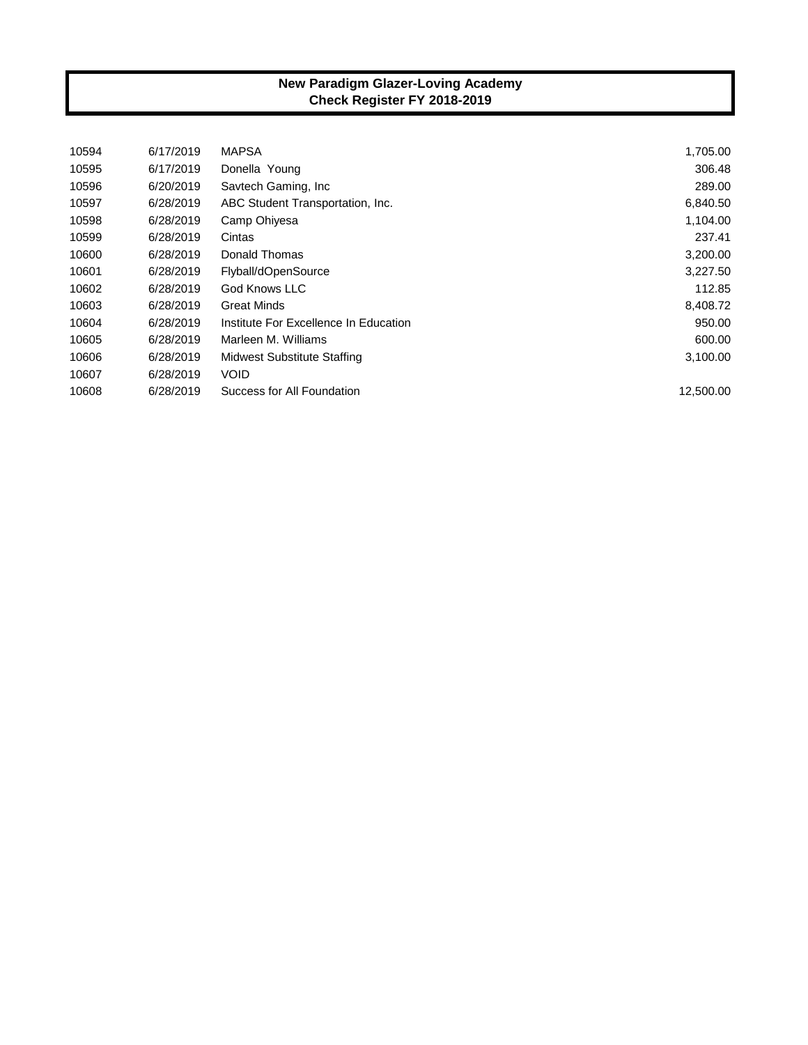**New Paradigm Glazer-Loving Academy**
**Check Register FY 2018-2019**

| | | | |
|---|---|---|---|
| 10594 | 6/17/2019 | MAPSA | 1,705.00 |
| 10595 | 6/17/2019 | Donella Young | 306.48 |
| 10596 | 6/20/2019 | Savtech Gaming, Inc | 289.00 |
| 10597 | 6/28/2019 | ABC Student Transportation, Inc. | 6,840.50 |
| 10598 | 6/28/2019 | Camp Ohiyesa | 1,104.00 |
| 10599 | 6/28/2019 | Cintas | 237.41 |
| 10600 | 6/28/2019 | Donald Thomas | 3,200.00 |
| 10601 | 6/28/2019 | Flyball/dOpenSource | 3,227.50 |
| 10602 | 6/28/2019 | God Knows LLC | 112.85 |
| 10603 | 6/28/2019 | Great Minds | 8,408.72 |
| 10604 | 6/28/2019 | Institute For Excellence In Education | 950.00 |
| 10605 | 6/28/2019 | Marleen M. Williams | 600.00 |
| 10606 | 6/28/2019 | Midwest Substitute Staffing | 3,100.00 |
| 10607 | 6/28/2019 | VOID | |
| 10608 | 6/28/2019 | Success for All Foundation | 12,500.00 |